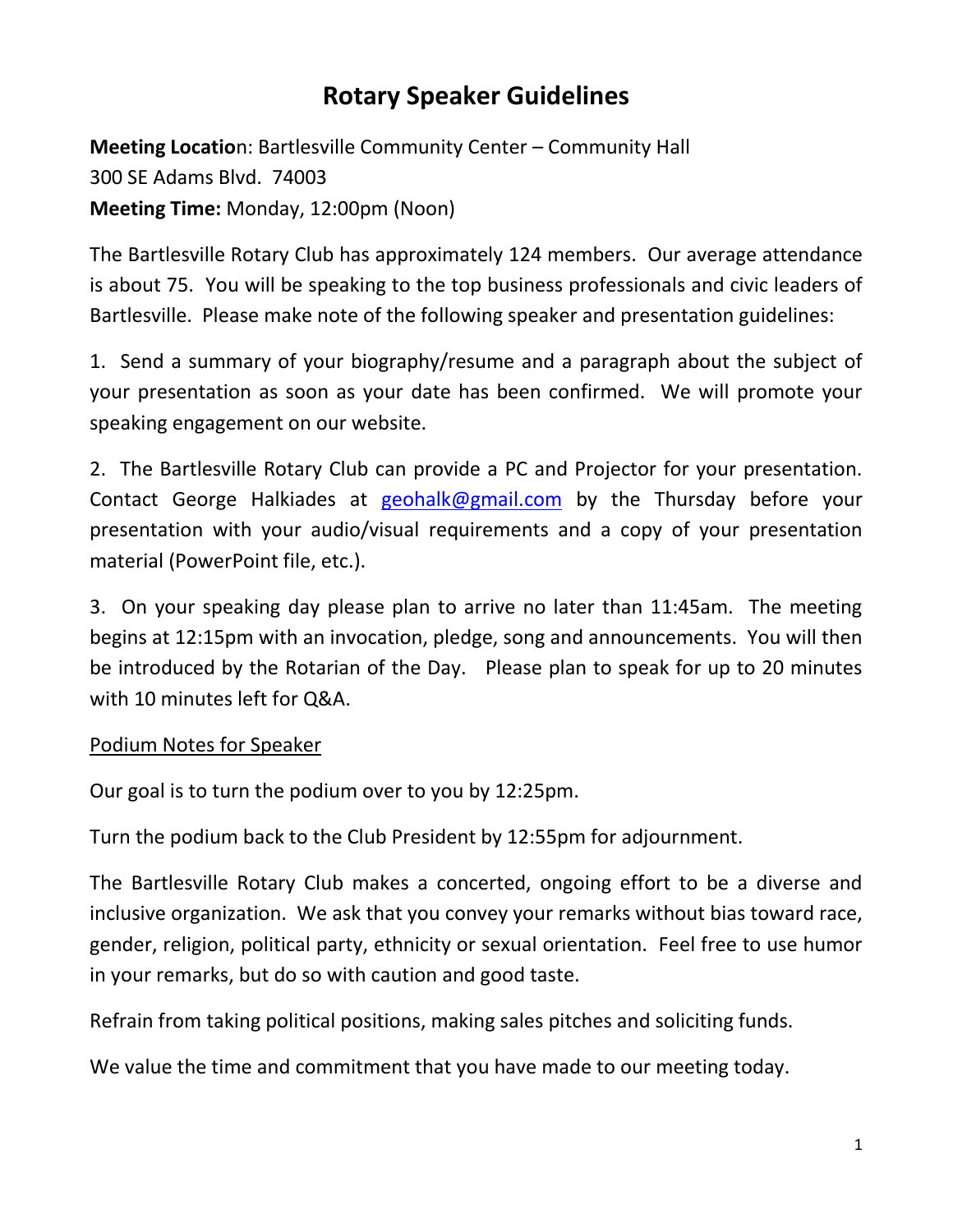# Rotary Speaker Guidelines

**Meeting Location**: Bartlesville Community Center – Community Hall
300 SE Adams Blvd. 74003
**Meeting Time:** Monday, 12:00pm (Noon)

The Bartlesville Rotary Club has approximately 124 members. Our average attendance is about 75. You will be speaking to the top business professionals and civic leaders of Bartlesville. Please make note of the following speaker and presentation guidelines:

1. Send a summary of your biography/resume and a paragraph about the subject of your presentation as soon as your date has been confirmed. We will promote your speaking engagement on our website.

2. The Bartlesville Rotary Club can provide a PC and Projector for your presentation. Contact George Halkiades at [geohalk@gmail.com](mailto:geohalk@gmail.com) by the Thursday before your presentation with your audio/visual requirements and a copy of your presentation material (PowerPoint file, etc.).

3. On your speaking day please plan to arrive no later than 11:45am. The meeting begins at 12:15pm with an invocation, pledge, song and announcements. You will then be introduced by the Rotarian of the Day. Please plan to speak for up to 20 minutes with 10 minutes left for Q&A.

<u>Podium Notes for Speaker</u>

Our goal is to turn the podium over to you by 12:25pm.

Turn the podium back to the Club President by 12:55pm for adjournment.

The Bartlesville Rotary Club makes a concerted, ongoing effort to be a diverse and inclusive organization. We ask that you convey your remarks without bias toward race, gender, religion, political party, ethnicity or sexual orientation. Feel free to use humor in your remarks, but do so with caution and good taste.

Refrain from taking political positions, making sales pitches and soliciting funds.

We value the time and commitment that you have made to our meeting today.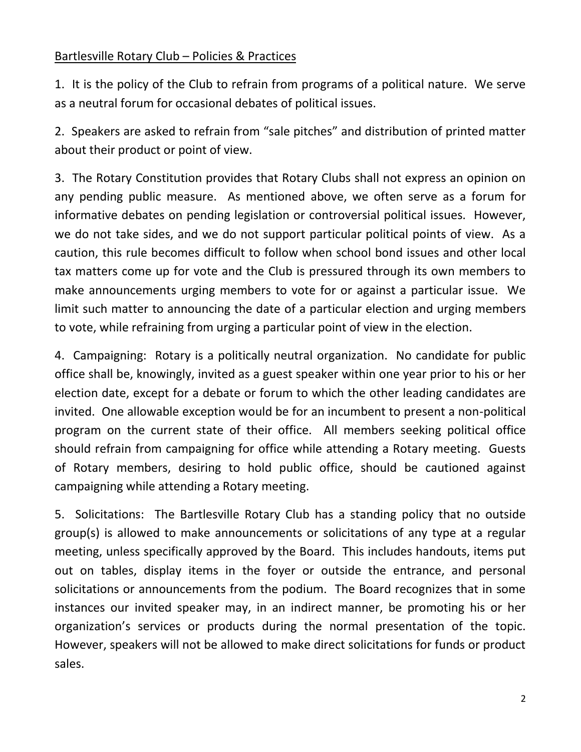Bartlesville Rotary Club – Policies & Practices

1. It is the policy of the Club to refrain from programs of a political nature. We serve as a neutral forum for occasional debates of political issues.

2. Speakers are asked to refrain from "sale pitches" and distribution of printed matter about their product or point of view.

3. The Rotary Constitution provides that Rotary Clubs shall not express an opinion on any pending public measure. As mentioned above, we often serve as a forum for informative debates on pending legislation or controversial political issues. However, we do not take sides, and we do not support particular political points of view. As a caution, this rule becomes difficult to follow when school bond issues and other local tax matters come up for vote and the Club is pressured through its own members to make announcements urging members to vote for or against a particular issue. We limit such matter to announcing the date of a particular election and urging members to vote, while refraining from urging a particular point of view in the election.

4. Campaigning: Rotary is a politically neutral organization. No candidate for public office shall be, knowingly, invited as a guest speaker within one year prior to his or her election date, except for a debate or forum to which the other leading candidates are invited. One allowable exception would be for an incumbent to present a non-political program on the current state of their office. All members seeking political office should refrain from campaigning for office while attending a Rotary meeting. Guests of Rotary members, desiring to hold public office, should be cautioned against campaigning while attending a Rotary meeting.

5. Solicitations: The Bartlesville Rotary Club has a standing policy that no outside group(s) is allowed to make announcements or solicitations of any type at a regular meeting, unless specifically approved by the Board. This includes handouts, items put out on tables, display items in the foyer or outside the entrance, and personal solicitations or announcements from the podium. The Board recognizes that in some instances our invited speaker may, in an indirect manner, be promoting his or her organization's services or products during the normal presentation of the topic. However, speakers will not be allowed to make direct solicitations for funds or product sales.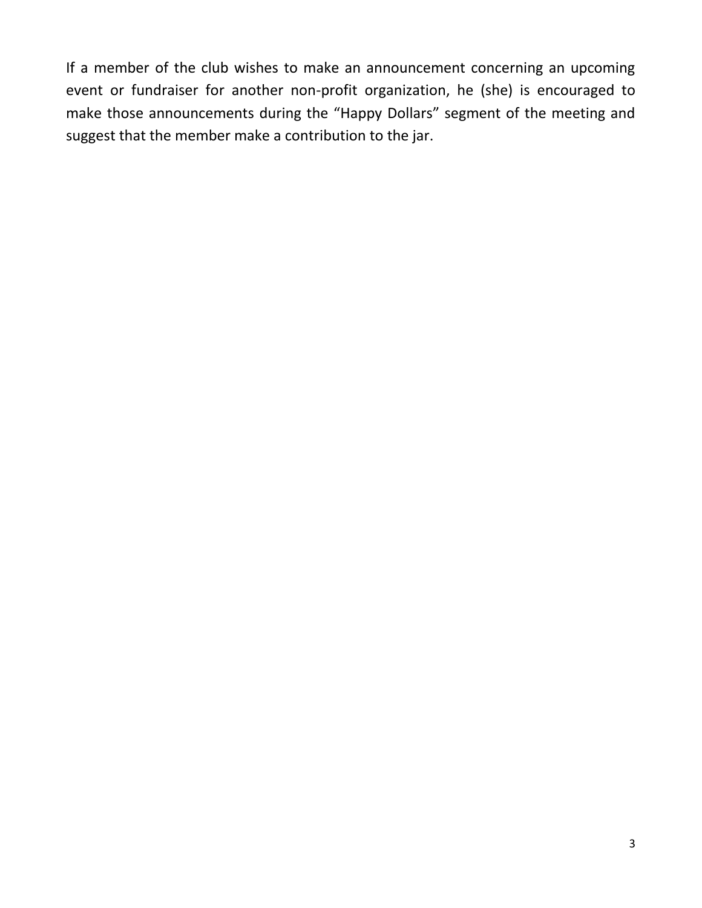If a member of the club wishes to make an announcement concerning an upcoming event or fundraiser for another non-profit organization, he (she) is encouraged to make those announcements during the “Happy Dollars” segment of the meeting and suggest that the member make a contribution to the jar.